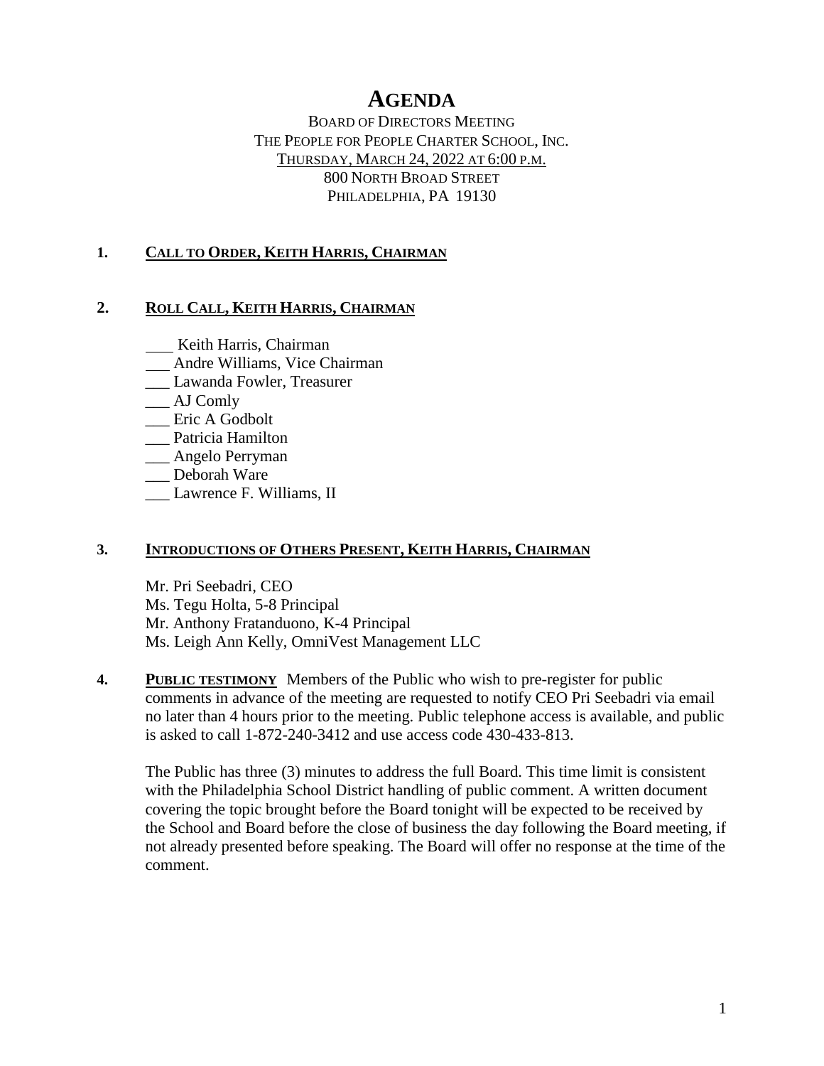# AGENDA

BOARD OF DIRECTORS MEETING
THE PEOPLE FOR PEOPLE CHARTER SCHOOL, INC.
THURSDAY, MARCH 24, 2022 AT 6:00 P.M.
800 NORTH BROAD STREET
PHILADELPHIA, PA 19130

## 1. CALL TO ORDER, KEITH HARRIS, CHAIRMAN

## 2. ROLL CALL, KEITH HARRIS, CHAIRMAN

___ Keith Harris, Chairman
___ Andre Williams, Vice Chairman
___ Lawanda Fowler, Treasurer
___ AJ Comly
___ Eric A Godbolt
___ Patricia Hamilton
___ Angelo Perryman
___ Deborah Ware
___ Lawrence F. Williams, II

## 3. INTRODUCTIONS OF OTHERS PRESENT, KEITH HARRIS, CHAIRMAN

Mr. Pri Seebadri, CEO
Ms. Tegu Holta, 5-8 Principal
Mr. Anthony Fratanduono, K-4 Principal
Ms. Leigh Ann Kelly, OmniVest Management LLC

**4. PUBLIC TESTIMONY** Members of the Public who wish to pre-register for public comments in advance of the meeting are requested to notify CEO Pri Seebadri via email no later than 4 hours prior to the meeting. Public telephone access is available, and public is asked to call 1-872-240-3412 and use access code 430-433-813.

The Public has three (3) minutes to address the full Board. This time limit is consistent with the Philadelphia School District handling of public comment. A written document covering the topic brought before the Board tonight will be expected to be received by the School and Board before the close of business the day following the Board meeting, if not already presented before speaking. The Board will offer no response at the time of the comment.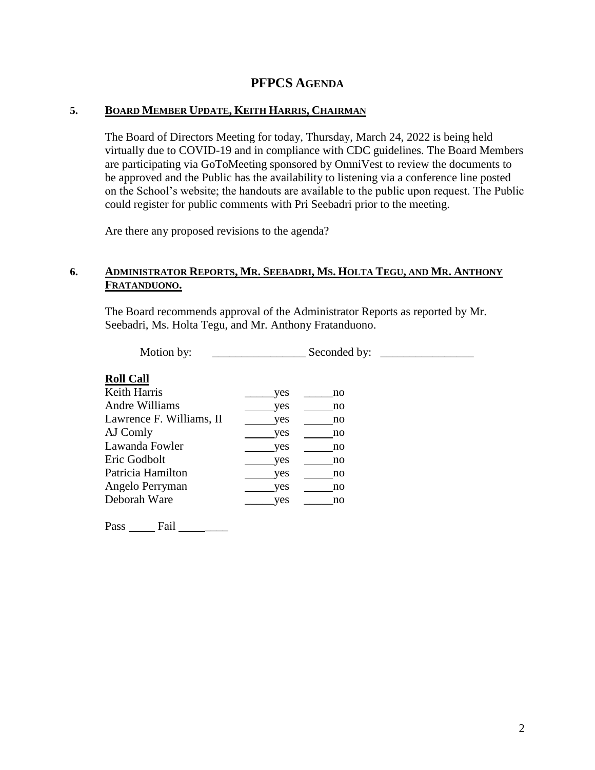# PFPCS AGENDA

## 5. BOARD MEMBER UPDATE, KEITH HARRIS, CHAIRMAN

The Board of Directors Meeting for today, Thursday, March 24, 2022 is being held virtually due to COVID-19 and in compliance with CDC guidelines. The Board Members are participating via GoToMeeting sponsored by OmniVest to review the documents to be approved and the Public has the availability to listening via a conference line posted on the School's website; the handouts are available to the public upon request. The Public could register for public comments with Pri Seebadri prior to the meeting.

Are there any proposed revisions to the agenda?

## 6. ADMINISTRATOR REPORTS, MR. SEEBADRI, MS. HOLTA TEGU, AND MR. ANTHONY FRATANDUONO.

The Board recommends approval of the Administrator Reports as reported by Mr. Seebadri, Ms. Holta Tegu, and Mr. Anthony Fratanduono.

Motion by: ________________ Seconded by: ________________

**Roll Call**

| | | |
|---|---|---|
| Keith Harris | _____yes | _____no |
| Andre Williams | _____yes | _____no |
| Lawrence F. Williams, II | _____yes | _____no |
| AJ Comly | _____yes | _____no |
| Lawanda Fowler | _____yes | _____no |
| Eric Godbolt | _____yes | _____no |
| Patricia Hamilton | _____yes | _____no |
| Angelo Perryman | _____yes | _____no |
| Deborah Ware | _____yes | _____no |

Pass _____ Fail _________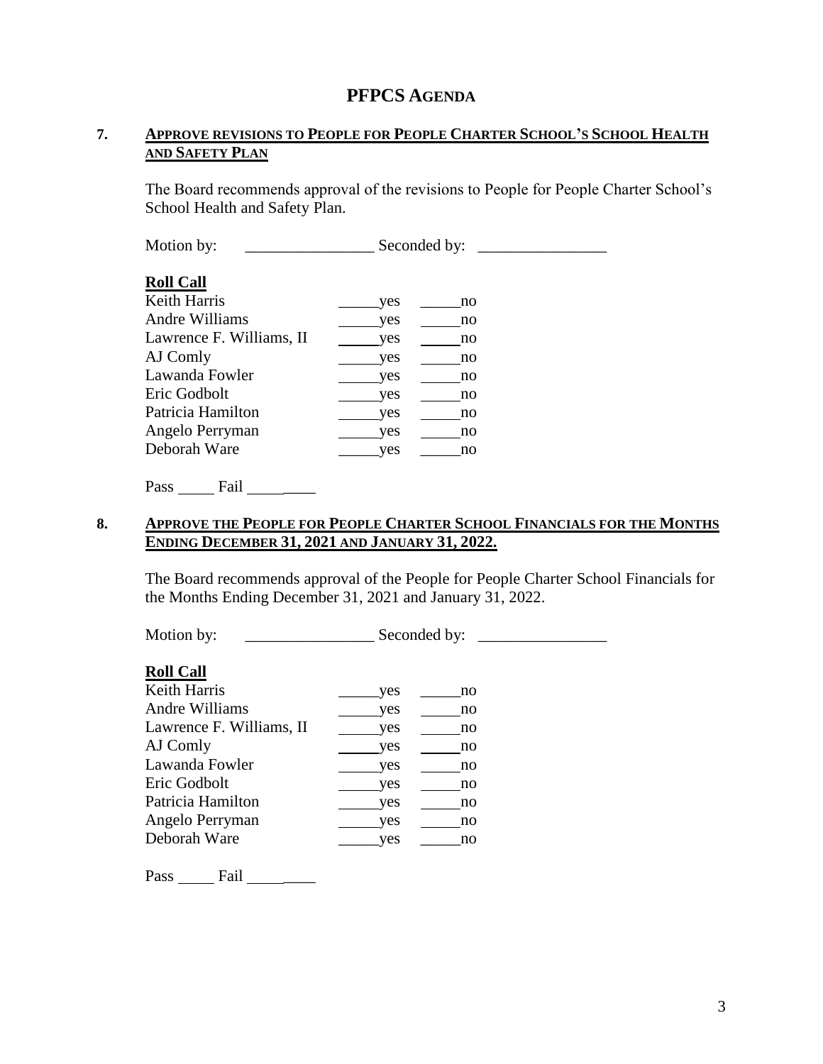# PFPCS AGENDA

## 7. APPROVE REVISIONS TO PEOPLE FOR PEOPLE CHARTER SCHOOL'S SCHOOL HEALTH AND SAFETY PLAN

The Board recommends approval of the revisions to People for People Charter School's School Health and Safety Plan.

Motion by: ________________ Seconded by: ________________

**Roll Call**

| | | |
|---|---|---|
| Keith Harris | _____yes | _____no |
| Andre Williams | _____yes | _____no |
| Lawrence F. Williams, II | _____yes | _____no |
| AJ Comly | _____yes | _____no |
| Lawanda Fowler | _____yes | _____no |
| Eric Godbolt | _____yes | _____no |
| Patricia Hamilton | _____yes | _____no |
| Angelo Perryman | _____yes | _____no |
| Deborah Ware | _____yes | _____no |

Pass _____ Fail _________

## 8. APPROVE THE PEOPLE FOR PEOPLE CHARTER SCHOOL FINANCIALS FOR THE MONTHS ENDING DECEMBER 31, 2021 AND JANUARY 31, 2022.

The Board recommends approval of the People for People Charter School Financials for the Months Ending December 31, 2021 and January 31, 2022.

Motion by: ________________ Seconded by: ________________

**Roll Call**

| | | |
|---|---|---|
| Keith Harris | _____yes | _____no |
| Andre Williams | _____yes | _____no |
| Lawrence F. Williams, II | _____yes | _____no |
| AJ Comly | _____yes | _____no |
| Lawanda Fowler | _____yes | _____no |
| Eric Godbolt | _____yes | _____no |
| Patricia Hamilton | _____yes | _____no |
| Angelo Perryman | _____yes | _____no |
| Deborah Ware | _____yes | _____no |

Pass _____ Fail _________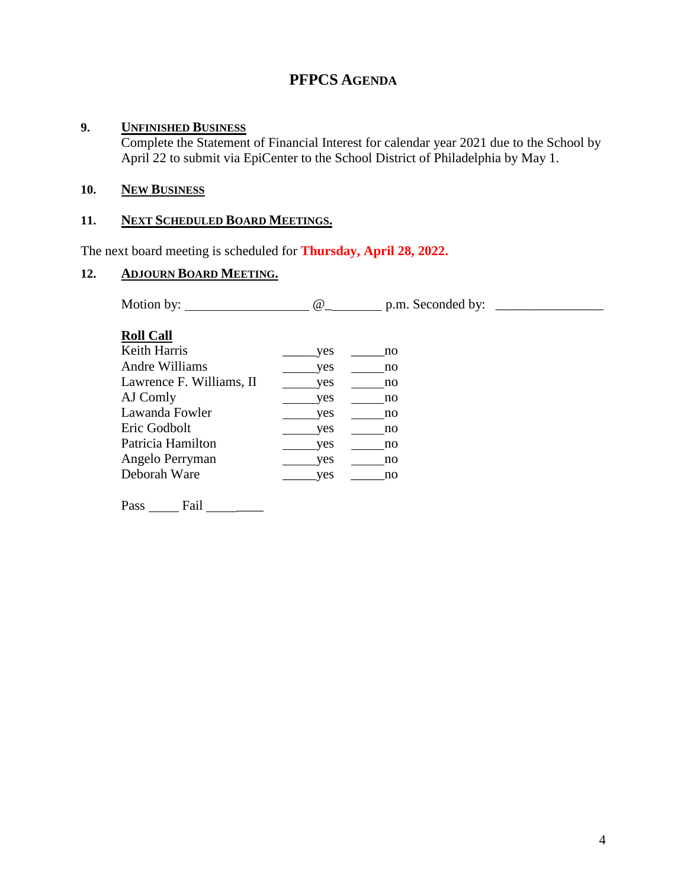# PFPCS AGENDA

**9. UNFINISHED BUSINESS**

Complete the Statement of Financial Interest for calendar year 2021 due to the School by April 22 to submit via EpiCenter to the School District of Philadelphia by May 1.

**10. NEW BUSINESS**

**11. NEXT SCHEDULED BOARD MEETINGS.**

The next board meeting is scheduled for **Thursday, April 28, 2022.**

**12. ADJOURN BOARD MEETING.**

Motion by: __________________ @________ p.m. Seconded by: ________________

**Roll Call**

| | | |
|---|---|---|
| Keith Harris | _____yes | _____no |
| Andre Williams | _____yes | _____no |
| Lawrence F. Williams, II | _____yes | _____no |
| AJ Comly | _____yes | _____no |
| Lawanda Fowler | _____yes | _____no |
| Eric Godbolt | _____yes | _____no |
| Patricia Hamilton | _____yes | _____no |
| Angelo Perryman | _____yes | _____no |
| Deborah Ware | _____yes | _____no |

Pass _____ Fail _________